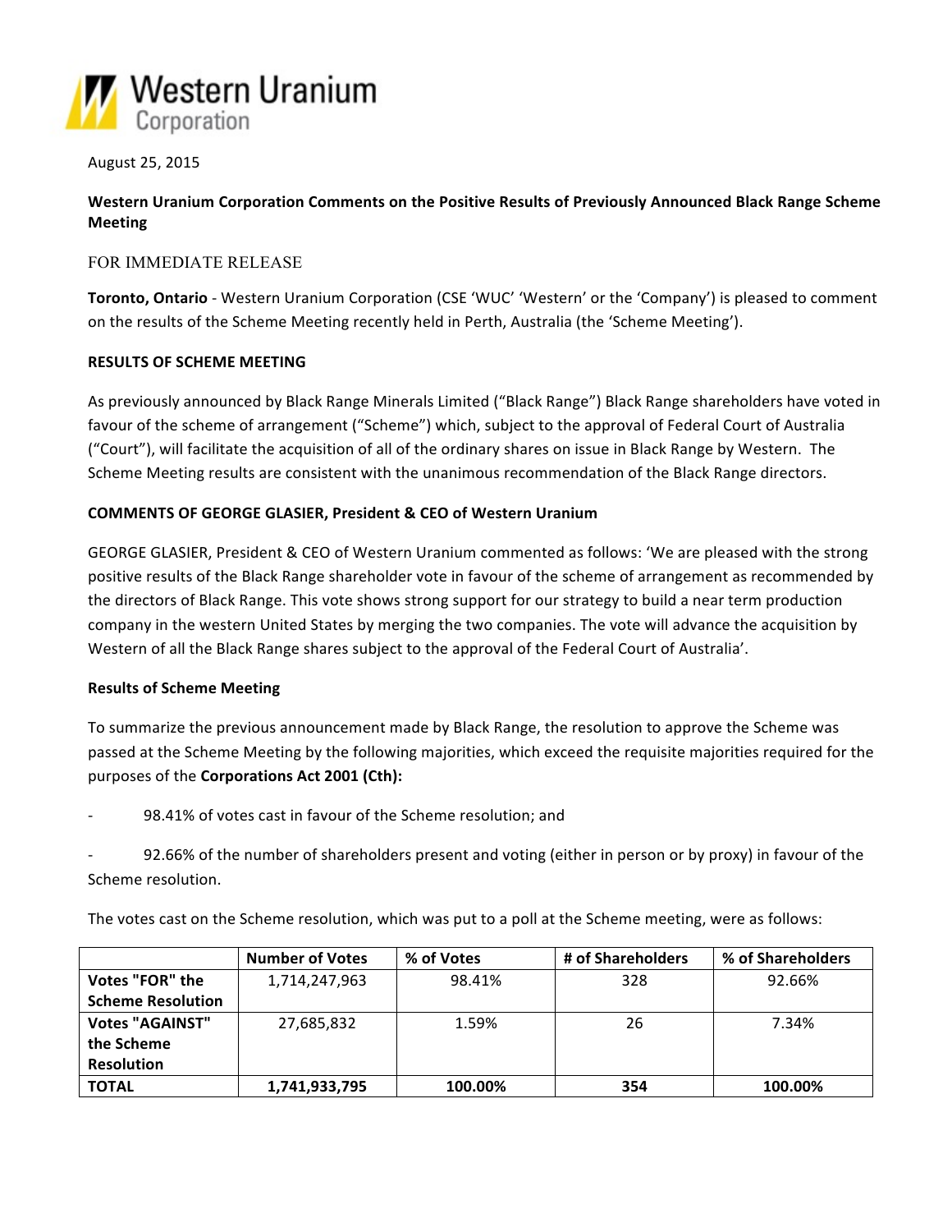Western Uranium Corporation

August 25, 2015

**Western Uranium Corporation Comments on the Positive Results of Previously Announced Black Range Scheme Meeting**

FOR IMMEDIATE RELEASE

**Toronto, Ontario** - Western Uranium Corporation (CSE 'WUC' 'Western' or the 'Company') is pleased to comment on the results of the Scheme Meeting recently held in Perth, Australia (the 'Scheme Meeting').

**RESULTS OF SCHEME MEETING**

As previously announced by Black Range Minerals Limited ("Black Range") Black Range shareholders have voted in favour of the scheme of arrangement ("Scheme") which, subject to the approval of Federal Court of Australia ("Court"), will facilitate the acquisition of all of the ordinary shares on issue in Black Range by Western. The Scheme Meeting results are consistent with the unanimous recommendation of the Black Range directors.

**COMMENTS OF GEORGE GLASIER, President & CEO of Western Uranium**

GEORGE GLASIER, President & CEO of Western Uranium commented as follows: 'We are pleased with the strong positive results of the Black Range shareholder vote in favour of the scheme of arrangement as recommended by the directors of Black Range. This vote shows strong support for our strategy to build a near term production company in the western United States by merging the two companies. The vote will advance the acquisition by Western of all the Black Range shares subject to the approval of the Federal Court of Australia'.

**Results of Scheme Meeting**

To summarize the previous announcement made by Black Range, the resolution to approve the Scheme was passed at the Scheme Meeting by the following majorities, which exceed the requisite majorities required for the purposes of the **Corporations Act 2001 (Cth):**

- 98.41% of votes cast in favour of the Scheme resolution; and
- 92.66% of the number of shareholders present and voting (either in person or by proxy) in favour of the Scheme resolution.

The votes cast on the Scheme resolution, which was put to a poll at the Scheme meeting, were as follows:

| | Number of Votes | % of Votes | # of Shareholders | % of Shareholders |
|---|---|---|---|---|
| **Votes "FOR" the Scheme Resolution** | 1,714,247,963 | 98.41% | 328 | 92.66% |
| **Votes "AGAINST" the Scheme Resolution** | 27,685,832 | 1.59% | 26 | 7.34% |
| **TOTAL** | **1,741,933,795** | **100.00%** | **354** | **100.00%** |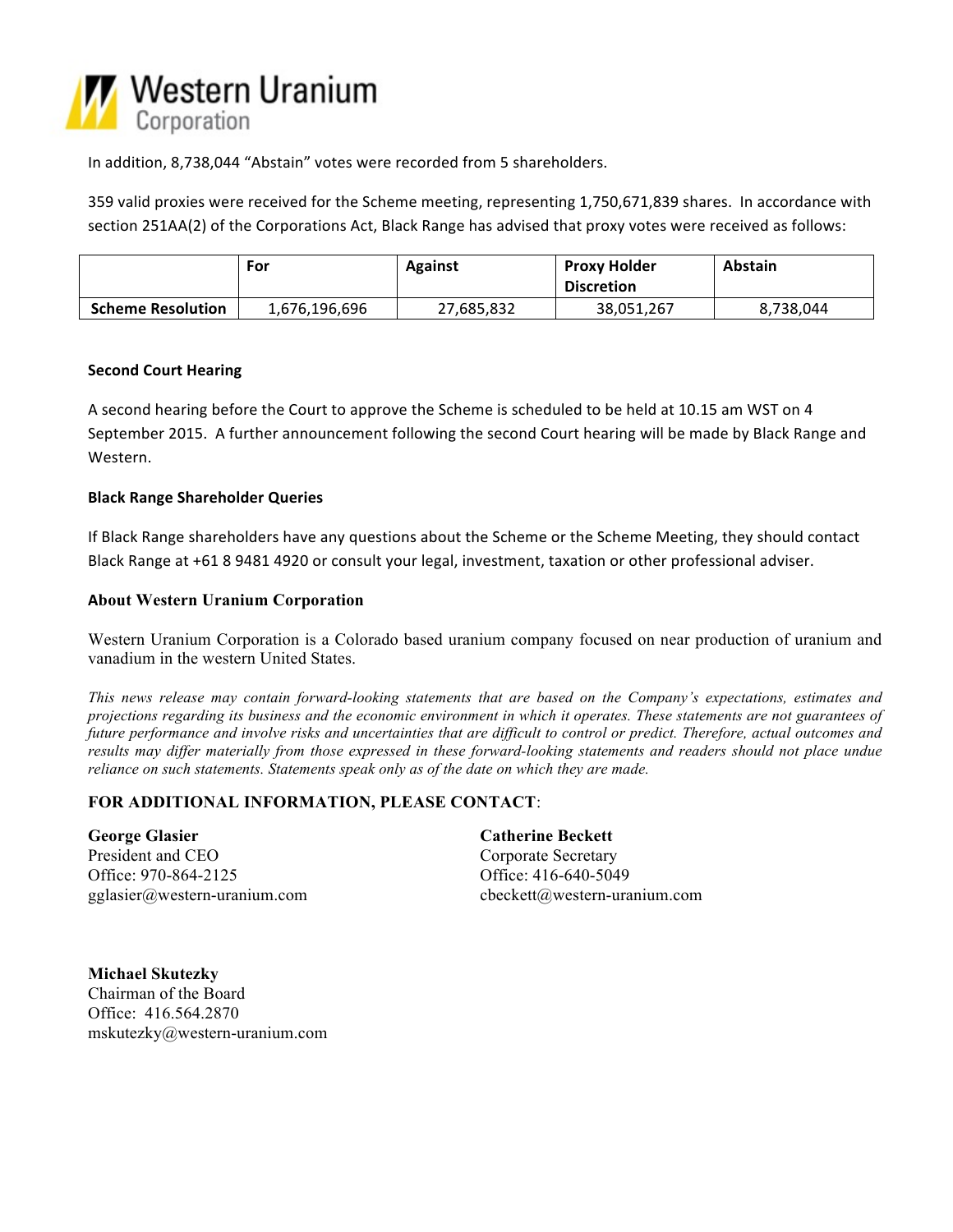In addition, 8,738,044 "Abstain" votes were recorded from 5 shareholders.

359 valid proxies were received for the Scheme meeting, representing 1,750,671,839 shares. In accordance with section 251AA(2) of the Corporations Act, Black Range has advised that proxy votes were received as follows:

| | For | Against | Proxy Holder Discretion | Abstain |
|---|---|---|---|---|
| **Scheme Resolution** | 1,676,196,696 | 27,685,832 | 38,051,267 | 8,738,044 |

**Second Court Hearing**

A second hearing before the Court to approve the Scheme is scheduled to be held at 10.15 am WST on 4 September 2015. A further announcement following the second Court hearing will be made by Black Range and Western.

**Black Range Shareholder Queries**

If Black Range shareholders have any questions about the Scheme or the Scheme Meeting, they should contact Black Range at +61 8 9481 4920 or consult your legal, investment, taxation or other professional adviser.

**About Western Uranium Corporation**

Western Uranium Corporation is a Colorado based uranium company focused on near production of uranium and vanadium in the western United States.

*This news release may contain forward-looking statements that are based on the Company's expectations, estimates and projections regarding its business and the economic environment in which it operates. These statements are not guarantees of future performance and involve risks and uncertainties that are difficult to control or predict. Therefore, actual outcomes and results may differ materially from those expressed in these forward-looking statements and readers should not place undue reliance on such statements. Statements speak only as of the date on which they are made.*

**FOR ADDITIONAL INFORMATION, PLEASE CONTACT**:

**George Glasier**
President and CEO
Office: 970-864-2125
gglasier@western-uranium.com

**Catherine Beckett**
Corporate Secretary
Office: 416-640-5049
cbeckett@western-uranium.com

**Michael Skutezky**
Chairman of the Board
Office: 416.564.2870
mskutezky@western-uranium.com